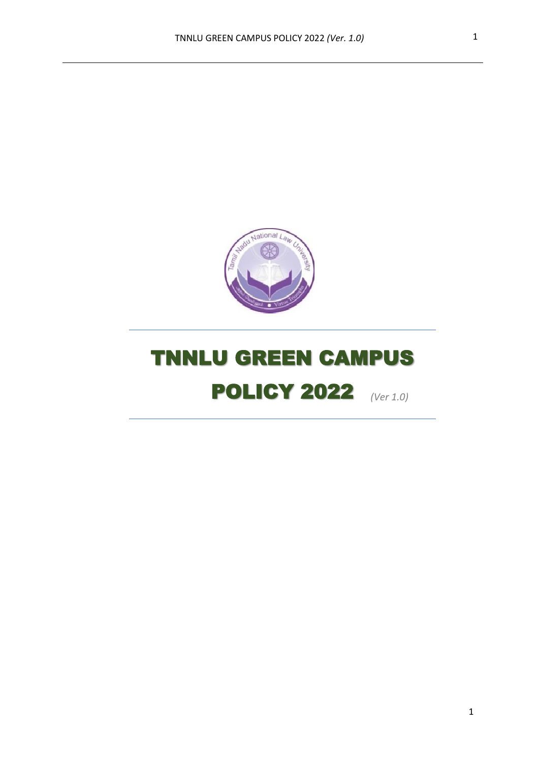# TNNLU GREEN CAMPUS POLICY 2022

*(Ver 1.0)*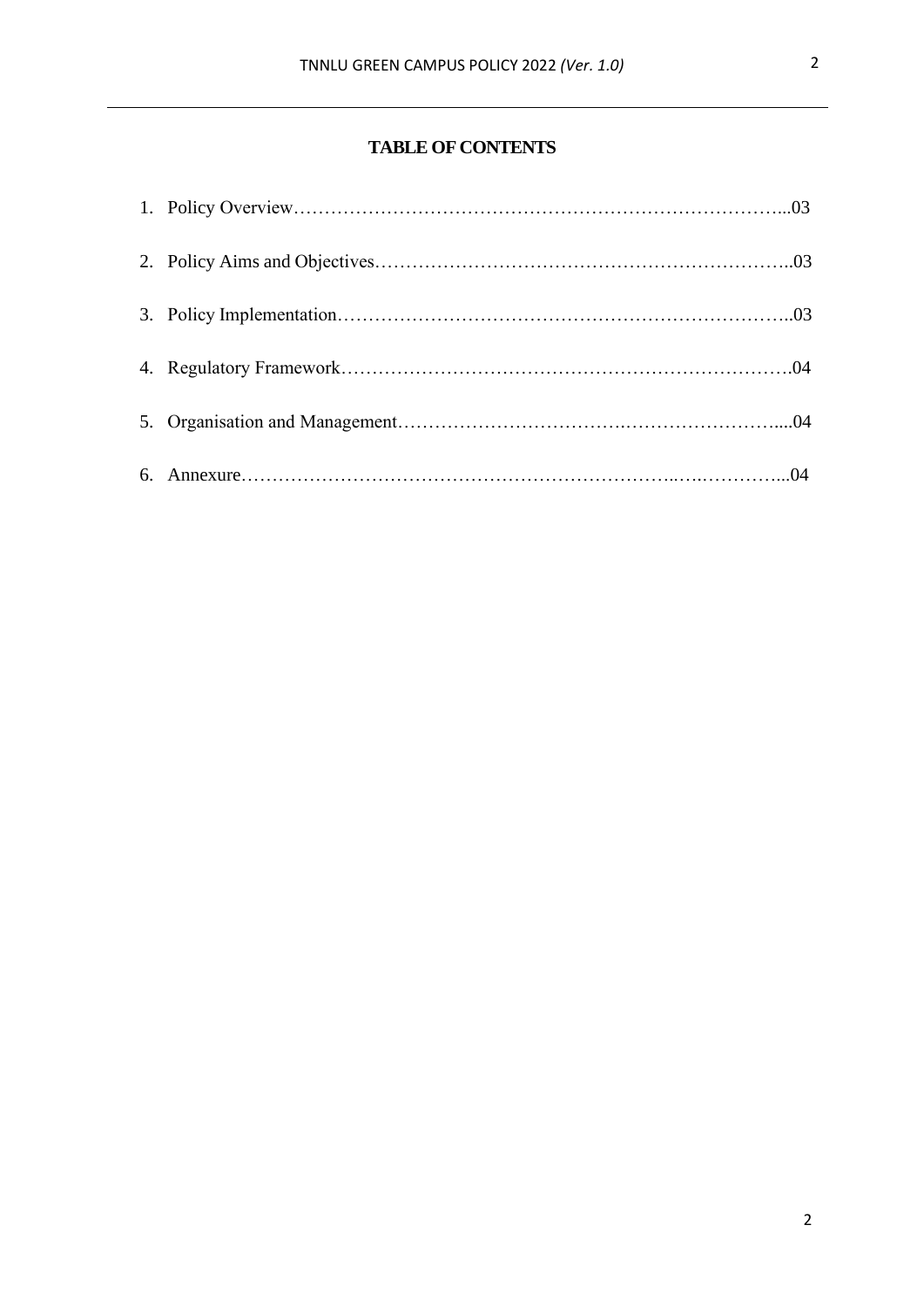# TABLE OF CONTENTS

1. Policy Overview……………………………………………………………………...03
2. Policy Aims and Objectives…………………………………………………………..03
3. Policy Implementation………………………………………………………………..03
4. Regulatory Framework……………………………………………………………….04
5. Organisation and Management…………………………….……………………....04
6. Annexure…………………………………………………………..….…………...04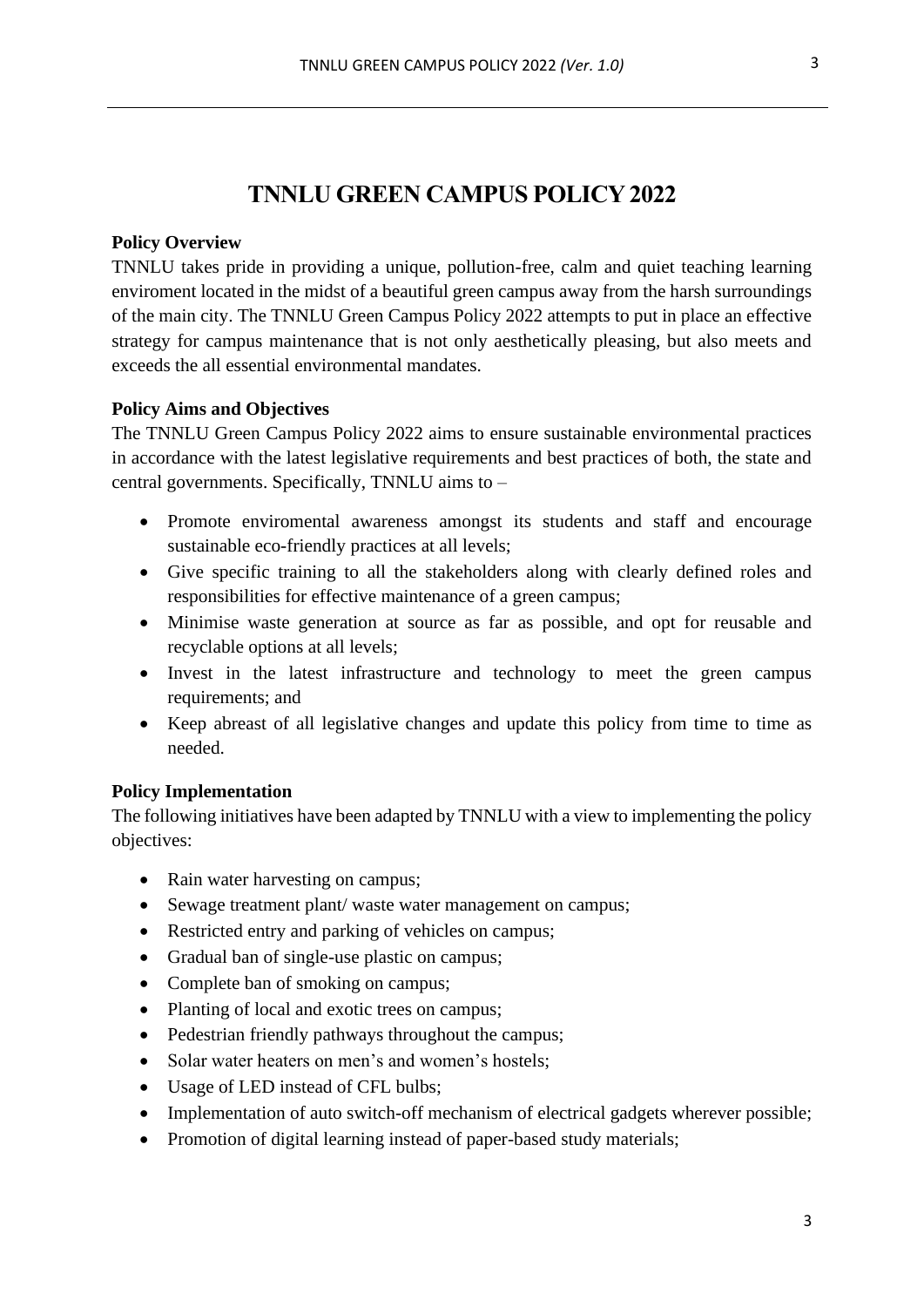# TNNLU GREEN CAMPUS POLICY 2022

**Policy Overview**

TNNLU takes pride in providing a unique, pollution-free, calm and quiet teaching learning enviroment located in the midst of a beautiful green campus away from the harsh surroundings of the main city. The TNNLU Green Campus Policy 2022 attempts to put in place an effective strategy for campus maintenance that is not only aesthetically pleasing, but also meets and exceeds the all essential environmental mandates.

**Policy Aims and Objectives**

The TNNLU Green Campus Policy 2022 aims to ensure sustainable environmental practices in accordance with the latest legislative requirements and best practices of both, the state and central governments. Specifically, TNNLU aims to –

- Promote enviromental awareness amongst its students and staff and encourage sustainable eco-friendly practices at all levels;
- Give specific training to all the stakeholders along with clearly defined roles and responsibilities for effective maintenance of a green campus;
- Minimise waste generation at source as far as possible, and opt for reusable and recyclable options at all levels;
- Invest in the latest infrastructure and technology to meet the green campus requirements; and
- Keep abreast of all legislative changes and update this policy from time to time as needed.

**Policy Implementation**

The following initiatives have been adapted by TNNLU with a view to implementing the policy objectives:

- Rain water harvesting on campus;
- Sewage treatment plant/ waste water management on campus;
- Restricted entry and parking of vehicles on campus;
- Gradual ban of single-use plastic on campus;
- Complete ban of smoking on campus;
- Planting of local and exotic trees on campus;
- Pedestrian friendly pathways throughout the campus;
- Solar water heaters on men's and women's hostels;
- Usage of LED instead of CFL bulbs;
- Implementation of auto switch-off mechanism of electrical gadgets wherever possible;
- Promotion of digital learning instead of paper-based study materials;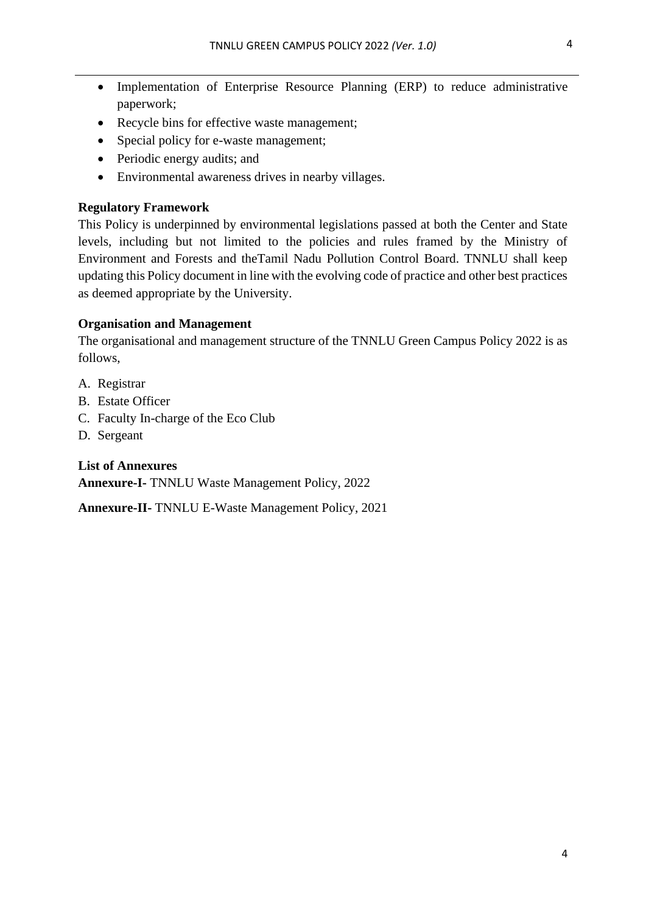- Implementation of Enterprise Resource Planning (ERP) to reduce administrative paperwork;
- Recycle bins for effective waste management;
- Special policy for e-waste management;
- Periodic energy audits; and
- Environmental awareness drives in nearby villages.

**Regulatory Framework**

This Policy is underpinned by environmental legislations passed at both the Center and State levels, including but not limited to the policies and rules framed by the Ministry of Environment and Forests and theTamil Nadu Pollution Control Board. TNNLU shall keep updating this Policy document in line with the evolving code of practice and other best practices as deemed appropriate by the University.

**Organisation and Management**

The organisational and management structure of the TNNLU Green Campus Policy 2022 is as follows,

A. Registrar
B. Estate Officer
C. Faculty In-charge of the Eco Club
D. Sergeant

**List of Annexures**

**Annexure-I-** TNNLU Waste Management Policy, 2022

**Annexure-II-** TNNLU E-Waste Management Policy, 2021